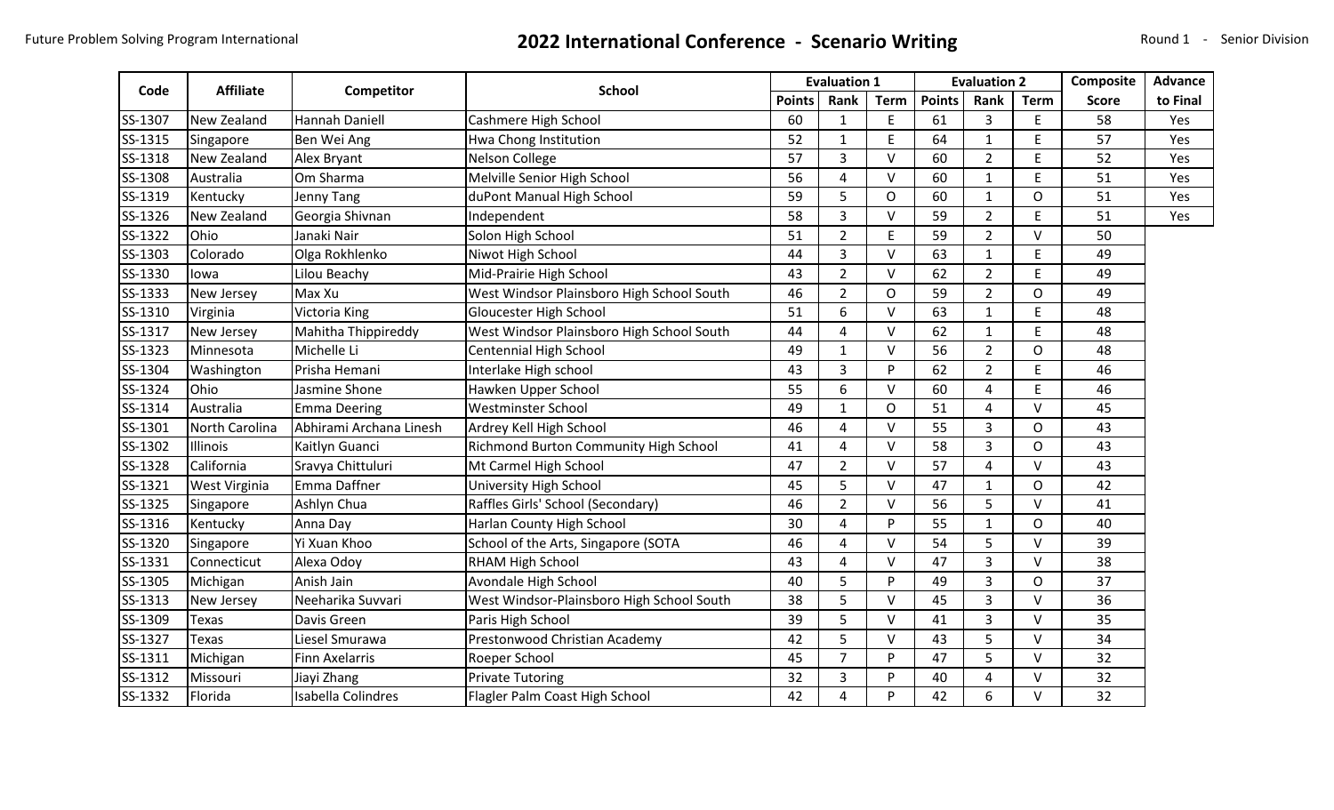Future Problem Solving Program International

# 2022 International Conference - Scenario Writing

Round 1 - Senior Division

| Code | Affiliate | Competitor | School | Evaluation 1 | | | Evaluation 2 | | | Composite | Advance |
|---|---|---|---|---|---|---|---|---|---|---|---|
| | | | | Points | Rank | Term | Points | Rank | Term | Score | to Final |
| SS-1307 | New Zealand | Hannah Daniell | Cashmere High School | 60 | 1 | E | 61 | 3 | E | 58 | Yes |
| SS-1315 | Singapore | Ben Wei Ang | Hwa Chong Institution | 52 | 1 | E | 64 | 1 | E | 57 | Yes |
| SS-1318 | New Zealand | Alex Bryant | Nelson College | 57 | 3 | V | 60 | 2 | E | 52 | Yes |
| SS-1308 | Australia | Om Sharma | Melville Senior High School | 56 | 4 | V | 60 | 1 | E | 51 | Yes |
| SS-1319 | Kentucky | Jenny Tang | duPont Manual High School | 59 | 5 | O | 60 | 1 | O | 51 | Yes |
| SS-1326 | New Zealand | Georgia Shivnan | Independent | 58 | 3 | V | 59 | 2 | E | 51 | Yes |
| SS-1322 | Ohio | Janaki Nair | Solon High School | 51 | 2 | E | 59 | 2 | V | 50 | |
| SS-1303 | Colorado | Olga Rokhlenko | Niwot High School | 44 | 3 | V | 63 | 1 | E | 49 | |
| SS-1330 | Iowa | Lilou Beachy | Mid-Prairie High School | 43 | 2 | V | 62 | 2 | E | 49 | |
| SS-1333 | New Jersey | Max Xu | West Windsor Plainsboro High School South | 46 | 2 | O | 59 | 2 | O | 49 | |
| SS-1310 | Virginia | Victoria King | Gloucester High School | 51 | 6 | V | 63 | 1 | E | 48 | |
| SS-1317 | New Jersey | Mahitha Thippireddy | West Windsor Plainsboro High School South | 44 | 4 | V | 62 | 1 | E | 48 | |
| SS-1323 | Minnesota | Michelle Li | Centennial High School | 49 | 1 | V | 56 | 2 | O | 48 | |
| SS-1304 | Washington | Prisha Hemani | Interlake High school | 43 | 3 | P | 62 | 2 | E | 46 | |
| SS-1324 | Ohio | Jasmine Shone | Hawken Upper School | 55 | 6 | V | 60 | 4 | E | 46 | |
| SS-1314 | Australia | Emma Deering | Westminster School | 49 | 1 | O | 51 | 4 | V | 45 | |
| SS-1301 | North Carolina | Abhirami Archana Linesh | Ardrey Kell High School | 46 | 4 | V | 55 | 3 | O | 43 | |
| SS-1302 | Illinois | Kaitlyn Guanci | Richmond Burton Community High School | 41 | 4 | V | 58 | 3 | O | 43 | |
| SS-1328 | California | Sravya Chittuluri | Mt Carmel High School | 47 | 2 | V | 57 | 4 | V | 43 | |
| SS-1321 | West Virginia | Emma Daffner | University High School | 45 | 5 | V | 47 | 1 | O | 42 | |
| SS-1325 | Singapore | Ashlyn Chua | Raffles Girls' School (Secondary) | 46 | 2 | V | 56 | 5 | V | 41 | |
| SS-1316 | Kentucky | Anna Day | Harlan County High School | 30 | 4 | P | 55 | 1 | O | 40 | |
| SS-1320 | Singapore | Yi Xuan Khoo | School of the Arts, Singapore (SOTA | 46 | 4 | V | 54 | 5 | V | 39 | |
| SS-1331 | Connecticut | Alexa Odoy | RHAM High School | 43 | 4 | V | 47 | 3 | V | 38 | |
| SS-1305 | Michigan | Anish Jain | Avondale High School | 40 | 5 | P | 49 | 3 | O | 37 | |
| SS-1313 | New Jersey | Neeharika Suvvari | West Windsor-Plainsboro High School South | 38 | 5 | V | 45 | 3 | V | 36 | |
| SS-1309 | Texas | Davis Green | Paris High School | 39 | 5 | V | 41 | 3 | V | 35 | |
| SS-1327 | Texas | Liesel Smurawa | Prestonwood Christian Academy | 42 | 5 | V | 43 | 5 | V | 34 | |
| SS-1311 | Michigan | Finn Axelarris | Roeper School | 45 | 7 | P | 47 | 5 | V | 32 | |
| SS-1312 | Missouri | Jiayi Zhang | Private Tutoring | 32 | 3 | P | 40 | 4 | V | 32 | |
| SS-1332 | Florida | Isabella Colindres | Flagler Palm Coast High School | 42 | 4 | P | 42 | 6 | V | 32 | |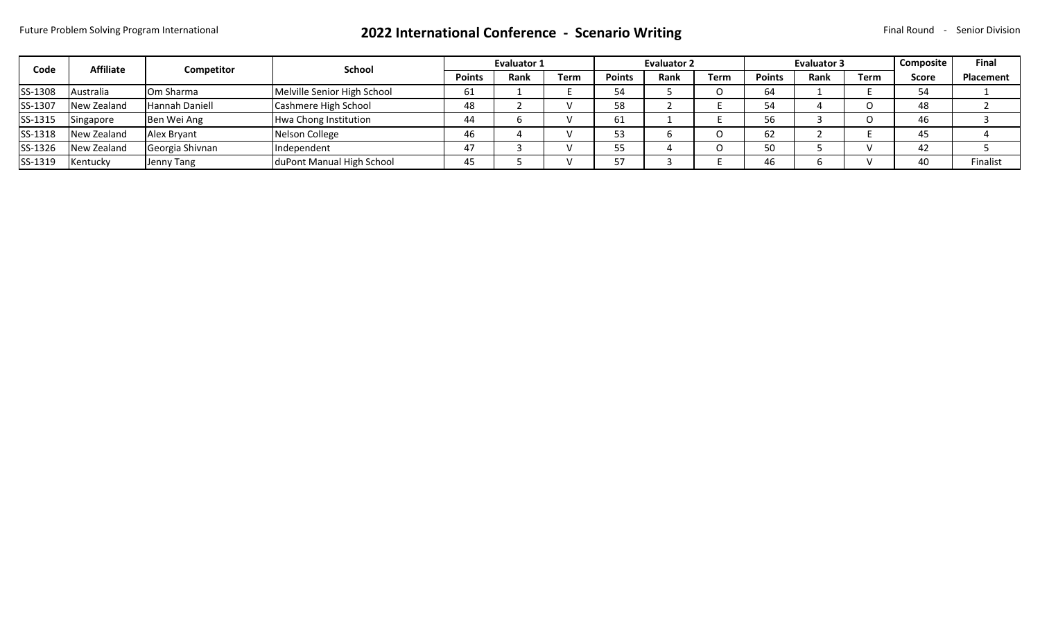Future Problem Solving Program International

# 2022 International Conference - Scenario Writing

Final Round - Senior Division

| Code | Affiliate | Competitor | School | Evaluator 1 | | | Evaluator 2 | | | Evaluator 3 | | | Composite | Final |
|---|---|---|---|---|---|---|---|---|---|---|---|---|---|---|
| | | | | Points | Rank | Term | Points | Rank | Term | Points | Rank | Term | Score | Placement |
| SS-1308 | Australia | Om Sharma | Melville Senior High School | 61 | 1 | E | 54 | 5 | O | 64 | 1 | E | 54 | 1 |
| SS-1307 | New Zealand | Hannah Daniell | Cashmere High School | 48 | 2 | V | 58 | 2 | E | 54 | 4 | O | 48 | 2 |
| SS-1315 | Singapore | Ben Wei Ang | Hwa Chong Institution | 44 | 6 | V | 61 | 1 | E | 56 | 3 | O | 46 | 3 |
| SS-1318 | New Zealand | Alex Bryant | Nelson College | 46 | 4 | V | 53 | 6 | O | 62 | 2 | E | 45 | 4 |
| SS-1326 | New Zealand | Georgia Shivnan | Independent | 47 | 3 | V | 55 | 4 | O | 50 | 5 | V | 42 | 5 |
| SS-1319 | Kentucky | Jenny Tang | duPont Manual High School | 45 | 5 | V | 57 | 3 | E | 46 | 6 | V | 40 | Finalist |